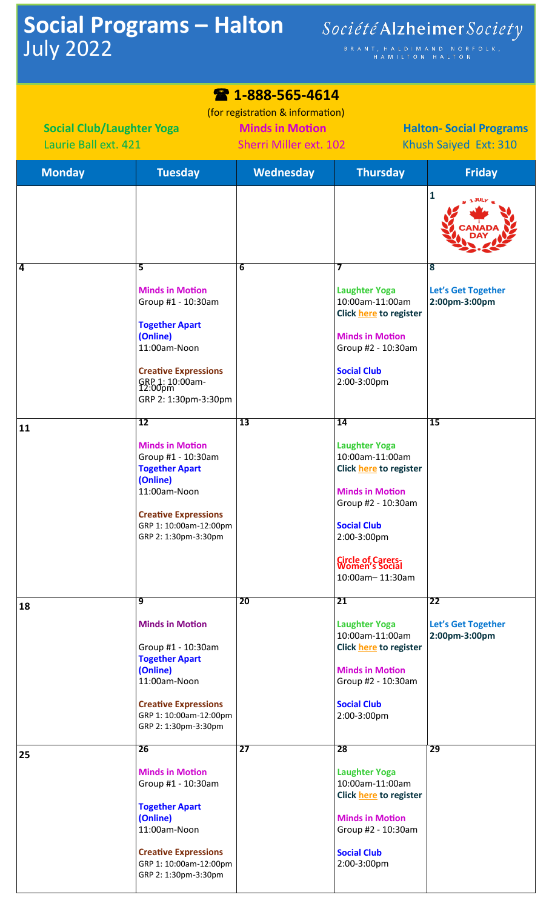# Social Programs – Halton
July 2022

Société Alzheimer Society
BRANT, HALDIMAND NORFOLK, HAMILTON HALTON

☎ **1-888-565-4614**
(for registration & information)

**Social Club/Laughter Yoga**
Laurie Ball ext. 421

**Minds in Motion**
Sherri Miller ext. 102

**Halton- Social Programs**
Khush Saiyed Ext: 310

| Monday | Tuesday | Wednesday | Thursday | Friday |
|---|---|---|---|---|
| | | | | **1** Canada Day (1 July) |
| **4** | **5**<br>**Minds in Motion**<br>Group #1 - 10:30am<br>**Together Apart (Online)**<br>11:00am-Noon<br>**Creative Expressions**<br>GRP 1: 10:00am-12:00pm<br>GRP 2: 1:30pm-3:30pm | **6** | **7**<br>**Laughter Yoga**<br>10:00am-11:00am<br>**Click here to register**<br>**Minds in Motion**<br>Group #2 - 10:30am<br>**Social Club**<br>2:00-3:00pm | **8**<br>**Let's Get Together**<br>**2:00pm-3:00pm** |
| **11** | **12**<br>**Minds in Motion**<br>Group #1 - 10:30am<br>**Together Apart (Online)**<br>11:00am-Noon<br>**Creative Expressions**<br>GRP 1: 10:00am-12:00pm<br>GRP 2: 1:30pm-3:30pm | **13** | **14**<br>**Laughter Yoga**<br>10:00am-11:00am<br>**Click here to register**<br>**Minds in Motion**<br>Group #2 - 10:30am<br>**Social Club**<br>2:00-3:00pm<br>**Circle of Carers-Women's Social**<br>10:00am– 11:30am | **15** |
| **18** | **9**<br>**Minds in Motion**<br>Group #1 - 10:30am<br>**Together Apart (Online)**<br>11:00am-Noon<br>**Creative Expressions**<br>GRP 1: 10:00am-12:00pm<br>GRP 2: 1:30pm-3:30pm | **20** | **21**<br>**Laughter Yoga**<br>10:00am-11:00am<br>**Click here to register**<br>**Minds in Motion**<br>Group #2 - 10:30am<br>**Social Club**<br>2:00-3:00pm | **22**<br>**Let's Get Together**<br>**2:00pm-3:00pm** |
| **25** | **26**<br>**Minds in Motion**<br>Group #1 - 10:30am<br>**Together Apart (Online)**<br>11:00am-Noon<br>**Creative Expressions**<br>GRP 1: 10:00am-12:00pm<br>GRP 2: 1:30pm-3:30pm | **27** | **28**<br>**Laughter Yoga**<br>10:00am-11:00am<br>**Click here to register**<br>**Minds in Motion**<br>Group #2 - 10:30am<br>**Social Club**<br>2:00-3:00pm | **29** |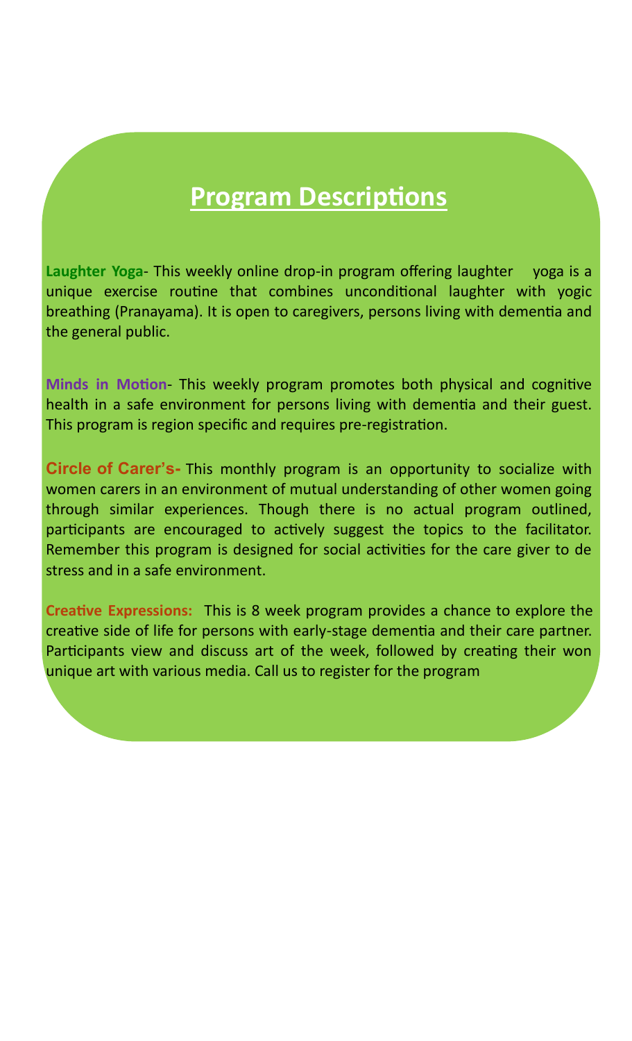# Program Descriptions

**Laughter Yoga**- This weekly online drop-in program offering laughter yoga is a unique exercise routine that combines unconditional laughter with yogic breathing (Pranayama). It is open to caregivers, persons living with dementia and the general public.

**Minds in Motion**- This weekly program promotes both physical and cognitive health in a safe environment for persons living with dementia and their guest. This program is region specific and requires pre-registration.

**Circle of Carer's-** This monthly program is an opportunity to socialize with women carers in an environment of mutual understanding of other women going through similar experiences. Though there is no actual program outlined, participants are encouraged to actively suggest the topics to the facilitator. Remember this program is designed for social activities for the care giver to de stress and in a safe environment.

**Creative Expressions:** This is 8 week program provides a chance to explore the creative side of life for persons with early-stage dementia and their care partner. Participants view and discuss art of the week, followed by creating their won unique art with various media. Call us to register for the program